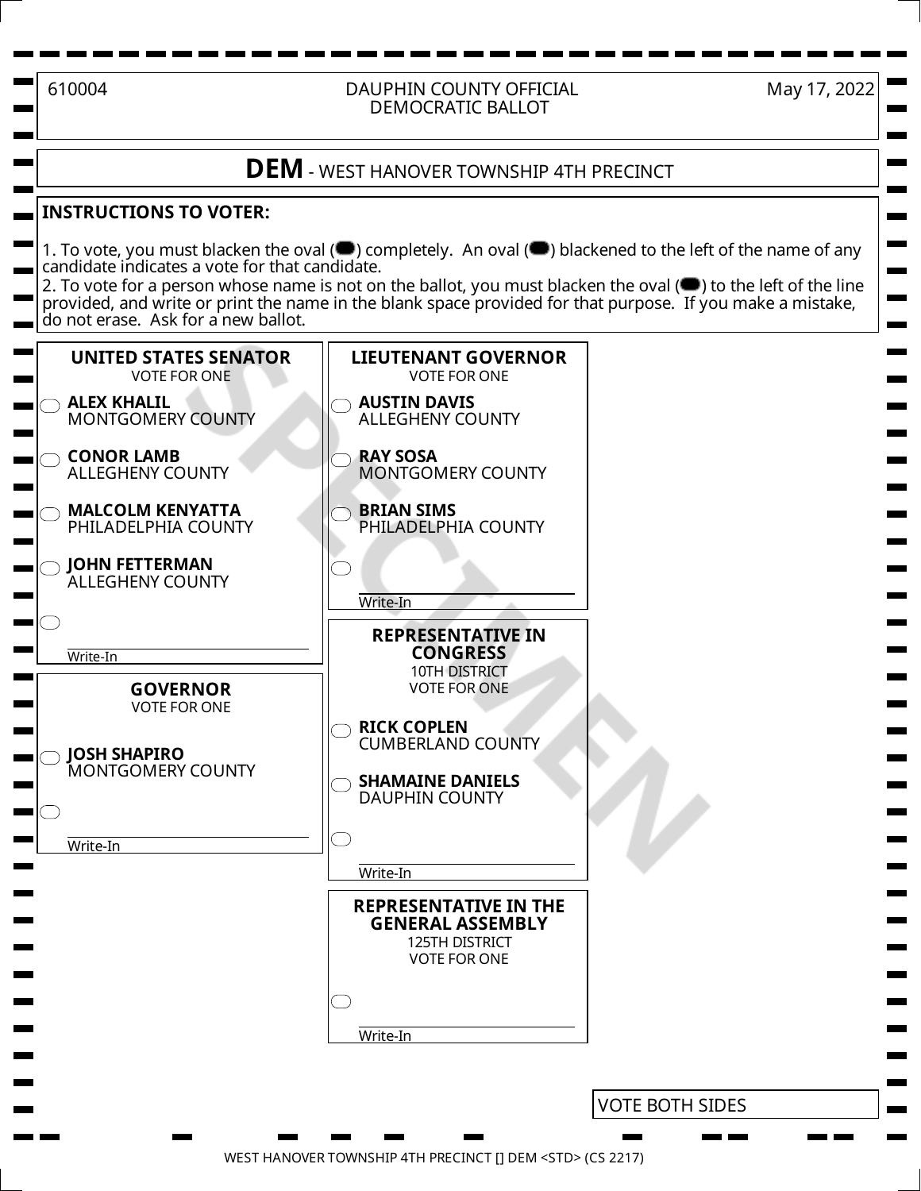610004

DAUPHIN COUNTY OFFICIAL
DEMOCRATIC BALLOT

May 17, 2022

# DEM - WEST HANOVER TOWNSHIP 4TH PRECINCT

**INSTRUCTIONS TO VOTER:**

1. To vote, you must blacken the oval (⬬) completely. An oval (⬬) blackened to the left of the name of any candidate indicates a vote for that candidate.
2. To vote for a person whose name is not on the ballot, you must blacken the oval (⬬) to the left of the line provided, and write or print the name in the blank space provided for that purpose. If you make a mistake, do not erase. Ask for a new ballot.

## UNITED STATES SENATOR
VOTE FOR ONE

- **ALEX KHALIL** MONTGOMERY COUNTY
- **CONOR LAMB** ALLEGHENY COUNTY
- **MALCOLM KENYATTA** PHILADELPHIA COUNTY
- **JOHN FETTERMAN** ALLEGHENY COUNTY
- Write-In

## GOVERNOR
VOTE FOR ONE

- **JOSH SHAPIRO** MONTGOMERY COUNTY
- Write-In

## LIEUTENANT GOVERNOR
VOTE FOR ONE

- **AUSTIN DAVIS** ALLEGHENY COUNTY
- **RAY SOSA** MONTGOMERY COUNTY
- **BRIAN SIMS** PHILADELPHIA COUNTY
- Write-In

## REPRESENTATIVE IN CONGRESS
10TH DISTRICT
VOTE FOR ONE

- **RICK COPLEN** CUMBERLAND COUNTY
- **SHAMAINE DANIELS** DAUPHIN COUNTY
- Write-In

## REPRESENTATIVE IN THE GENERAL ASSEMBLY
125TH DISTRICT
VOTE FOR ONE

- Write-In

VOTE BOTH SIDES

WEST HANOVER TOWNSHIP 4TH PRECINCT [] DEM <STD> (CS 2217)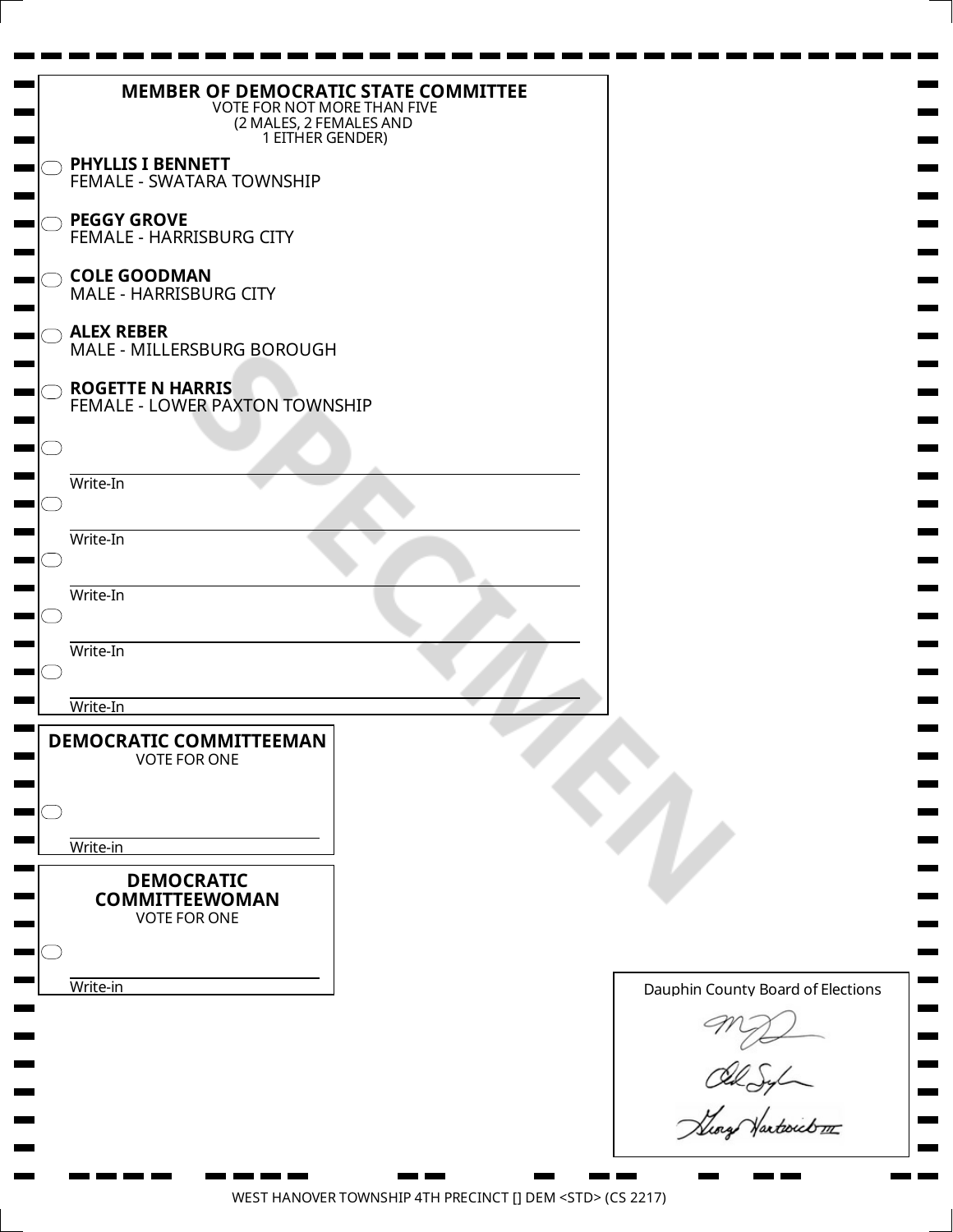## MEMBER OF DEMOCRATIC STATE COMMITTEE

VOTE FOR NOT MORE THAN FIVE
(2 MALES, 2 FEMALES AND
1 EITHER GENDER)

- ⬭ **PHYLLIS I BENNETT**
  FEMALE - SWATARA TOWNSHIP
- ⬭ **PEGGY GROVE**
  FEMALE - HARRISBURG CITY
- ⬭ **COLE GOODMAN**
  MALE - HARRISBURG CITY
- ⬭ **ALEX REBER**
  MALE - MILLERSBURG BOROUGH
- ⬭ **ROGETTE N HARRIS**
  FEMALE - LOWER PAXTON TOWNSHIP
- ⬭ ______________________
  Write-In
- ⬭ ______________________
  Write-In
- ⬭ ______________________
  Write-In
- ⬭ ______________________
  Write-In
- ⬭ ______________________
  Write-In

## DEMOCRATIC COMMITTEEMAN

VOTE FOR ONE

- ⬭ ______________________
  Write-in

## DEMOCRATIC COMMITTEEWOMAN

VOTE FOR ONE

- ⬭ ______________________
  Write-in

SPECIMEN

Dauphin County Board of Elections

WEST HANOVER TOWNSHIP 4TH PRECINCT [] DEM <STD> (CS 2217)